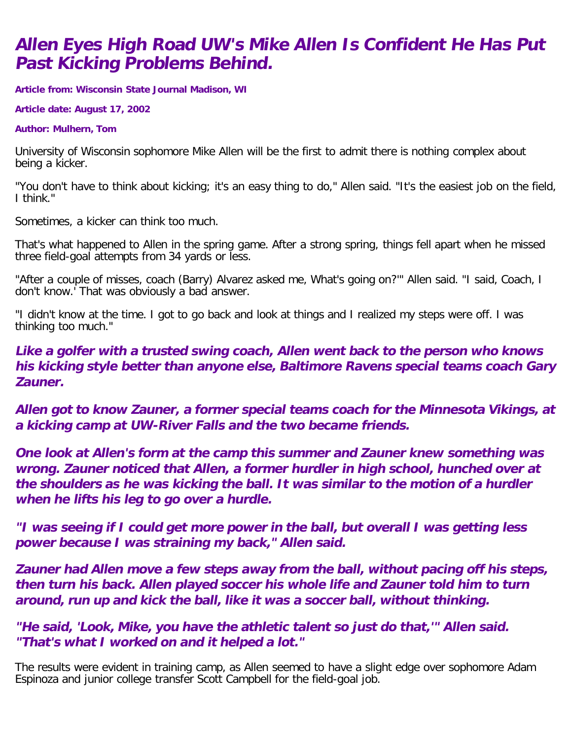# Allen Eyes High Road UW's Mike Allen Is Confident He Has Put Past Kicking Problems Behind.

**Article from: Wisconsin State Journal Madison, WI**

**Article date: August 17, 2002**

**Author: Mulhern, Tom**

University of Wisconsin sophomore Mike Allen will be the first to admit there is nothing complex about being a kicker.

"You don't have to think about kicking; it's an easy thing to do," Allen said. "It's the easiest job on the field, I think."

Sometimes, a kicker can think too much.

That's what happened to Allen in the spring game. After a strong spring, things fell apart when he missed three field-goal attempts from 34 yards or less.

"After a couple of misses, coach (Barry) Alvarez asked me, What's going on?'" Allen said. "I said, Coach, I don't know.' That was obviously a bad answer.

"I didn't know at the time. I got to go back and look at things and I realized my steps were off. I was thinking too much."

***Like a golfer with a trusted swing coach, Allen went back to the person who knows his kicking style better than anyone else, Baltimore Ravens special teams coach Gary Zauner.***

***Allen got to know Zauner, a former special teams coach for the Minnesota Vikings, at a kicking camp at UW-River Falls and the two became friends.***

***One look at Allen's form at the camp this summer and Zauner knew something was wrong. Zauner noticed that Allen, a former hurdler in high school, hunched over at the shoulders as he was kicking the ball. It was similar to the motion of a hurdler when he lifts his leg to go over a hurdle.***

***"I was seeing if I could get more power in the ball, but overall I was getting less power because I was straining my back," Allen said.***

***Zauner had Allen move a few steps away from the ball, without pacing off his steps, then turn his back. Allen played soccer his whole life and Zauner told him to turn around, run up and kick the ball, like it was a soccer ball, without thinking.***

***"He said, 'Look, Mike, you have the athletic talent so just do that,'" Allen said. "That's what I worked on and it helped a lot."***

The results were evident in training camp, as Allen seemed to have a slight edge over sophomore Adam Espinoza and junior college transfer Scott Campbell for the field-goal job.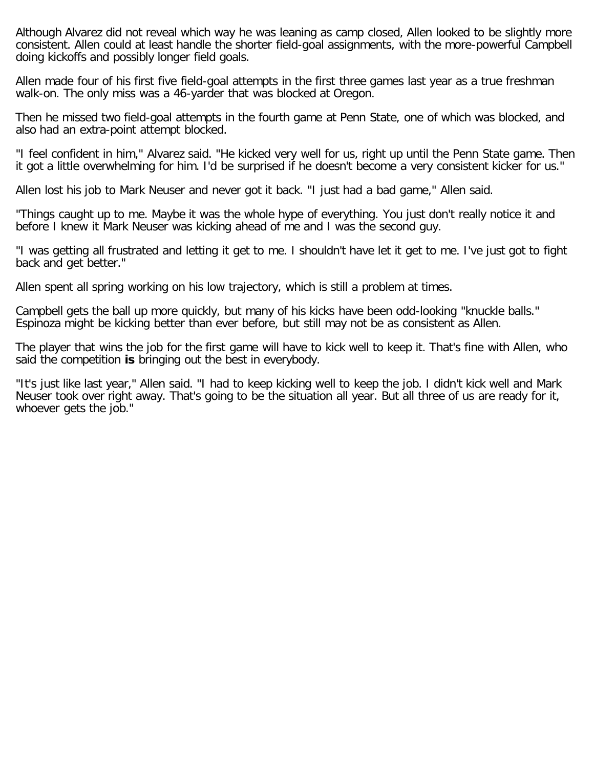Although Alvarez did not reveal which way he was leaning as camp closed, Allen looked to be slightly more consistent. Allen could at least handle the shorter field-goal assignments, with the more-powerful Campbell doing kickoffs and possibly longer field goals.

Allen made four of his first five field-goal attempts in the first three games last year as a true freshman walk-on. The only miss was a 46-yarder that was blocked at Oregon.

Then he missed two field-goal attempts in the fourth game at Penn State, one of which was blocked, and also had an extra-point attempt blocked.

"I feel confident in him," Alvarez said. "He kicked very well for us, right up until the Penn State game. Then it got a little overwhelming for him. I'd be surprised if he doesn't become a very consistent kicker for us."

Allen lost his job to Mark Neuser and never got it back. "I just had a bad game," Allen said.

"Things caught up to me. Maybe it was the whole hype of everything. You just don't really notice it and before I knew it Mark Neuser was kicking ahead of me and I was the second guy.

"I was getting all frustrated and letting it get to me. I shouldn't have let it get to me. I've just got to fight back and get better."

Allen spent all spring working on his low trajectory, which is still a problem at times.

Campbell gets the ball up more quickly, but many of his kicks have been odd-looking "knuckle balls." Espinoza might be kicking better than ever before, but still may not be as consistent as Allen.

The player that wins the job for the first game will have to kick well to keep it. That's fine with Allen, who said the competition **is** bringing out the best in everybody.

"It's just like last year," Allen said. "I had to keep kicking well to keep the job. I didn't kick well and Mark Neuser took over right away. That's going to be the situation all year. But all three of us are ready for it, whoever gets the job."